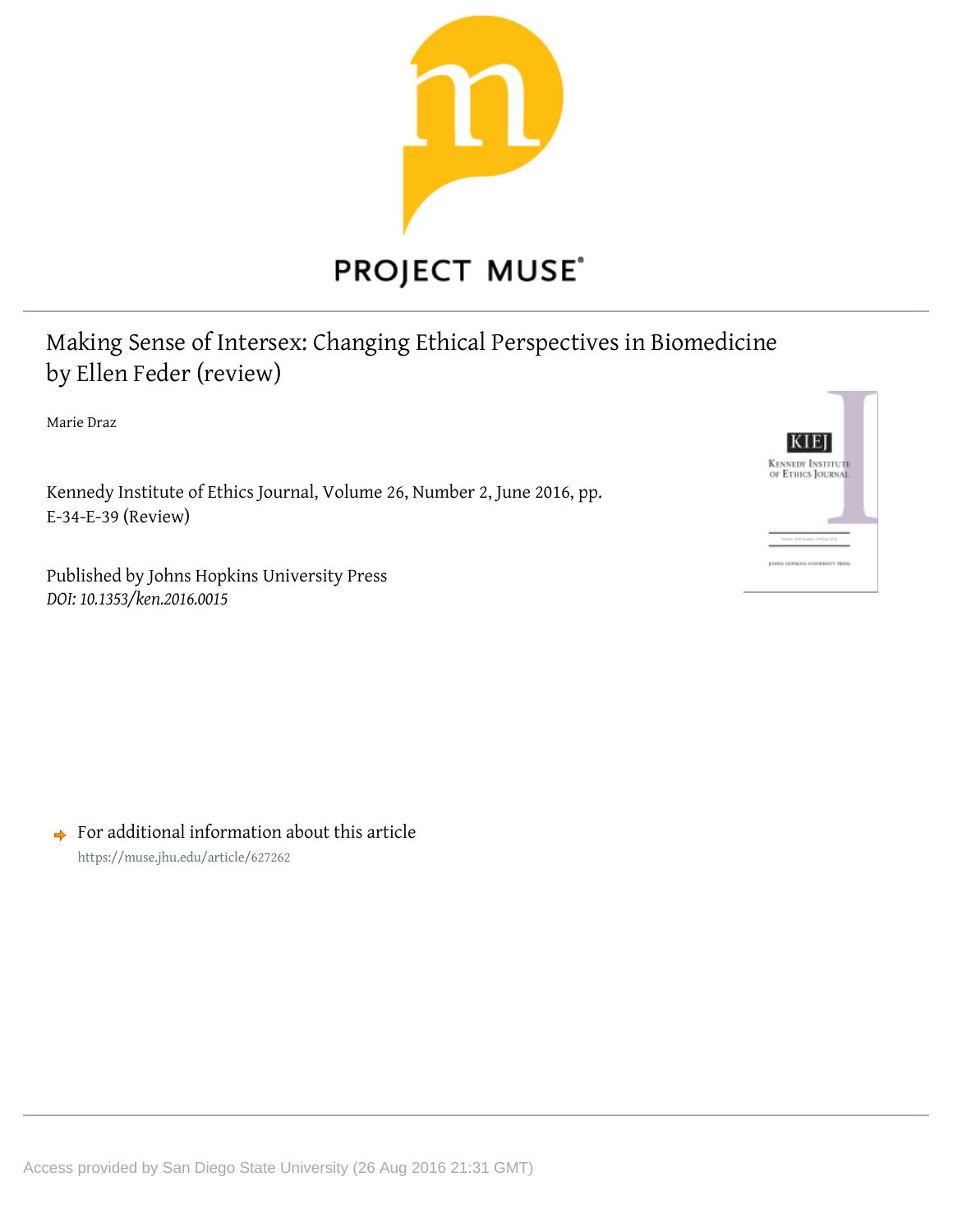PROJECT MUSE®

# Making Sense of Intersex: Changing Ethical Perspectives in Biomedicine by Ellen Feder (review)

Marie Draz

Kennedy Institute of Ethics Journal, Volume 26, Number 2, June 2016, pp. E-34-E-39 (Review)

Published by Johns Hopkins University Press
*DOI: 10.1353/ken.2016.0015*

For additional information about this article
https://muse.jhu.edu/article/627262

Access provided by San Diego State University (26 Aug 2016 21:31 GMT)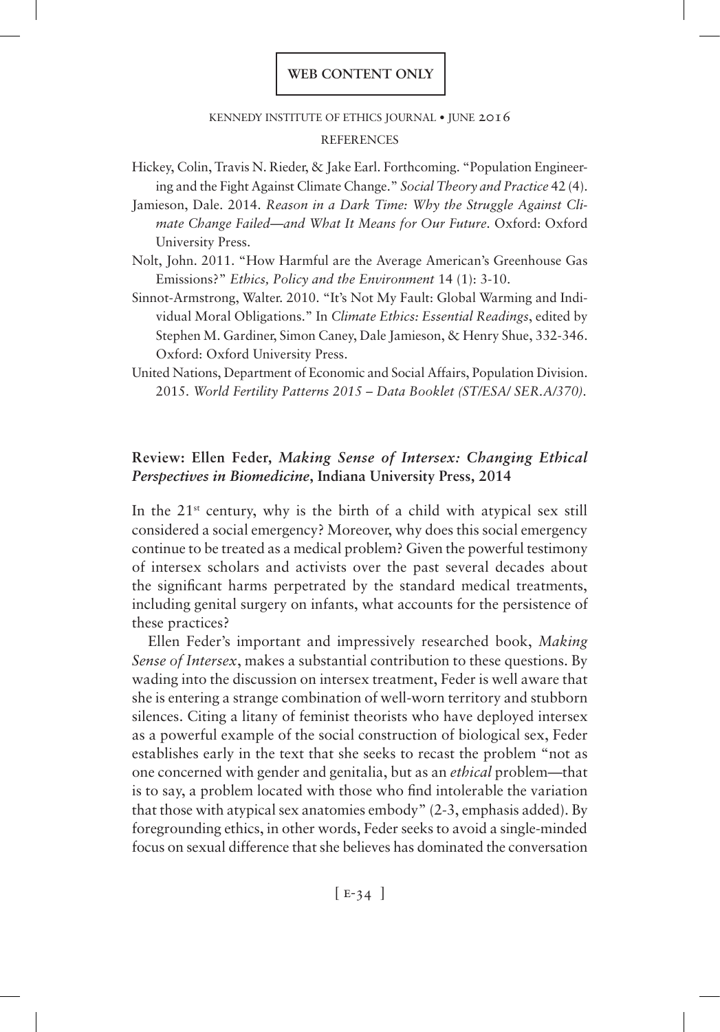## REFERENCES

Hickey, Colin, Travis N. Rieder, & Jake Earl. Forthcoming. "Population Engineering and the Fight Against Climate Change." *Social Theory and Practice* 42 (4).

Jamieson, Dale. 2014. *Reason in a Dark Time: Why the Struggle Against Climate Change Failed—and What It Means for Our Future*. Oxford: Oxford University Press.

Nolt, John. 2011. "How Harmful are the Average American's Greenhouse Gas Emissions?" *Ethics, Policy and the Environment* 14 (1): 3-10.

Sinnot-Armstrong, Walter. 2010. "It's Not My Fault: Global Warming and Individual Moral Obligations." In *Climate Ethics: Essential Readings*, edited by Stephen M. Gardiner, Simon Caney, Dale Jamieson, & Henry Shue, 332-346. Oxford: Oxford University Press.

United Nations, Department of Economic and Social Affairs, Population Division. 2015. *World Fertility Patterns 2015 – Data Booklet (ST/ESA/ SER.A/370).*

## Review: Ellen Feder, *Making Sense of Intersex: Changing Ethical Perspectives in Biomedicine*, Indiana University Press, 2014

In the 21st century, why is the birth of a child with atypical sex still considered a social emergency? Moreover, why does this social emergency continue to be treated as a medical problem? Given the powerful testimony of intersex scholars and activists over the past several decades about the significant harms perpetrated by the standard medical treatments, including genital surgery on infants, what accounts for the persistence of these practices?

Ellen Feder's important and impressively researched book, *Making Sense of Intersex*, makes a substantial contribution to these questions. By wading into the discussion on intersex treatment, Feder is well aware that she is entering a strange combination of well-worn territory and stubborn silences. Citing a litany of feminist theorists who have deployed intersex as a powerful example of the social construction of biological sex, Feder establishes early in the text that she seeks to recast the problem "not as one concerned with gender and genitalia, but as an *ethical* problem—that is to say, a problem located with those who find intolerable the variation that those with atypical sex anatomies embody" (2-3, emphasis added). By foregrounding ethics, in other words, Feder seeks to avoid a single-minded focus on sexual difference that she believes has dominated the conversation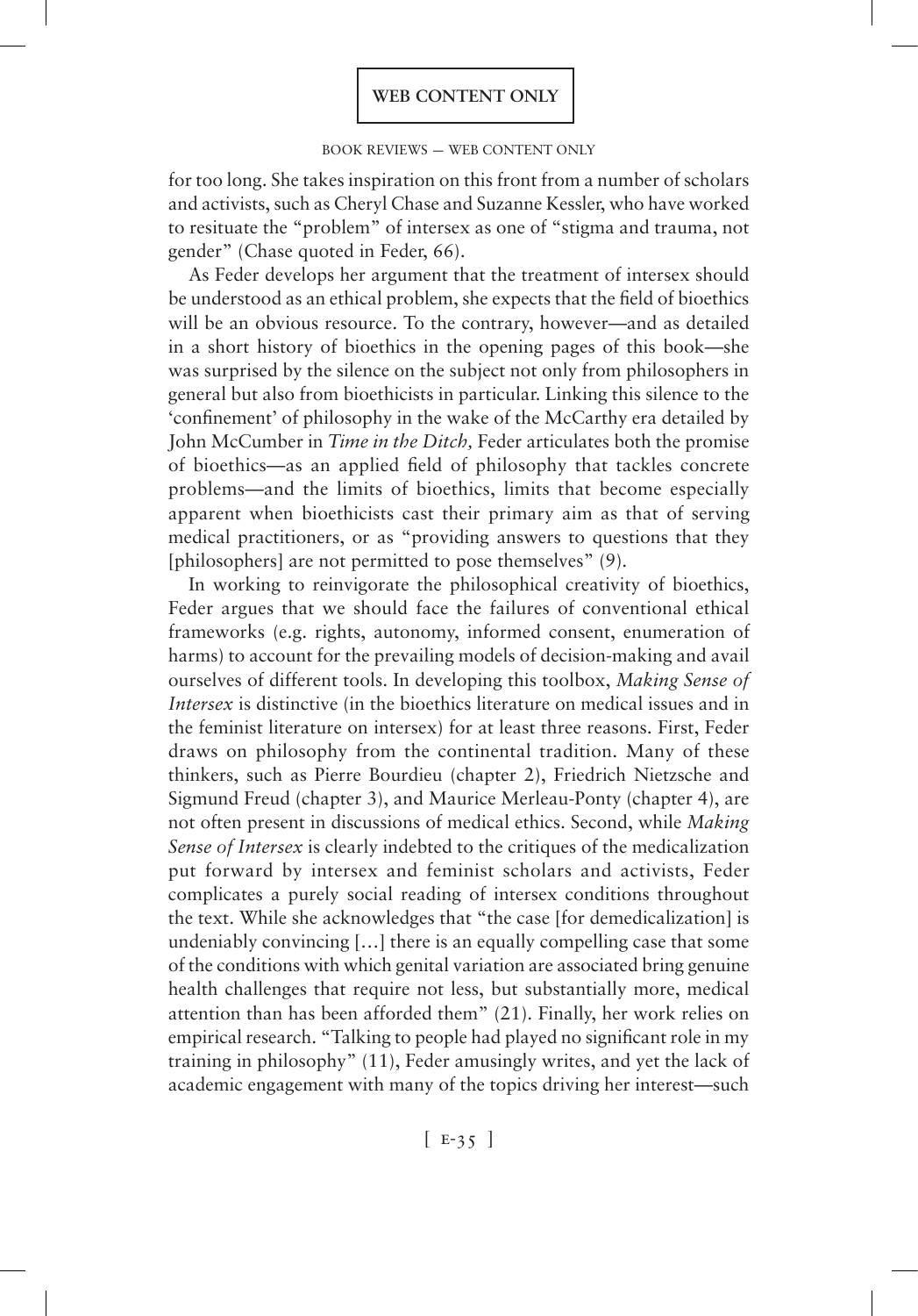for too long. She takes inspiration on this front from a number of scholars and activists, such as Cheryl Chase and Suzanne Kessler, who have worked to resituate the "problem" of intersex as one of "stigma and trauma, not gender" (Chase quoted in Feder, 66).

As Feder develops her argument that the treatment of intersex should be understood as an ethical problem, she expects that the field of bioethics will be an obvious resource. To the contrary, however—and as detailed in a short history of bioethics in the opening pages of this book—she was surprised by the silence on the subject not only from philosophers in general but also from bioethicists in particular. Linking this silence to the 'confinement' of philosophy in the wake of the McCarthy era detailed by John McCumber in *Time in the Ditch,* Feder articulates both the promise of bioethics—as an applied field of philosophy that tackles concrete problems—and the limits of bioethics, limits that become especially apparent when bioethicists cast their primary aim as that of serving medical practitioners, or as "providing answers to questions that they [philosophers] are not permitted to pose themselves" (9).

In working to reinvigorate the philosophical creativity of bioethics, Feder argues that we should face the failures of conventional ethical frameworks (e.g. rights, autonomy, informed consent, enumeration of harms) to account for the prevailing models of decision-making and avail ourselves of different tools. In developing this toolbox, *Making Sense of Intersex* is distinctive (in the bioethics literature on medical issues and in the feminist literature on intersex) for at least three reasons. First, Feder draws on philosophy from the continental tradition. Many of these thinkers, such as Pierre Bourdieu (chapter 2), Friedrich Nietzsche and Sigmund Freud (chapter 3), and Maurice Merleau-Ponty (chapter 4), are not often present in discussions of medical ethics. Second, while *Making Sense of Intersex* is clearly indebted to the critiques of the medicalization put forward by intersex and feminist scholars and activists, Feder complicates a purely social reading of intersex conditions throughout the text. While she acknowledges that "the case [for demedicalization] is undeniably convincing […] there is an equally compelling case that some of the conditions with which genital variation are associated bring genuine health challenges that require not less, but substantially more, medical attention than has been afforded them" (21). Finally, her work relies on empirical research. "Talking to people had played no significant role in my training in philosophy" (11), Feder amusingly writes, and yet the lack of academic engagement with many of the topics driving her interest—such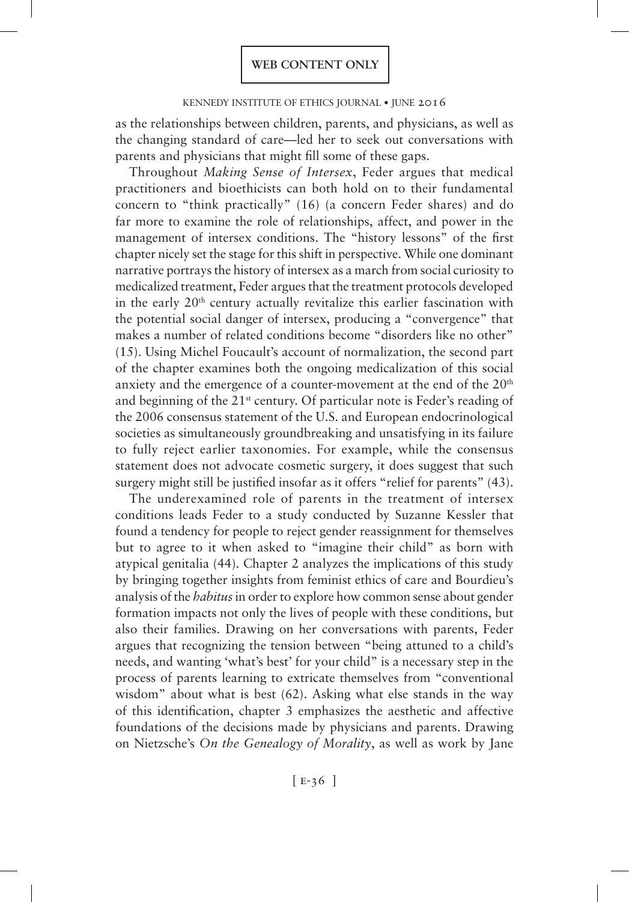as the relationships between children, parents, and physicians, as well as the changing standard of care—led her to seek out conversations with parents and physicians that might fill some of these gaps.

Throughout *Making Sense of Intersex*, Feder argues that medical practitioners and bioethicists can both hold on to their fundamental concern to "think practically" (16) (a concern Feder shares) and do far more to examine the role of relationships, affect, and power in the management of intersex conditions. The "history lessons" of the first chapter nicely set the stage for this shift in perspective. While one dominant narrative portrays the history of intersex as a march from social curiosity to medicalized treatment, Feder argues that the treatment protocols developed in the early 20th century actually revitalize this earlier fascination with the potential social danger of intersex, producing a "convergence" that makes a number of related conditions become "disorders like no other" (15). Using Michel Foucault's account of normalization, the second part of the chapter examines both the ongoing medicalization of this social anxiety and the emergence of a counter-movement at the end of the 20th and beginning of the 21st century. Of particular note is Feder's reading of the 2006 consensus statement of the U.S. and European endocrinological societies as simultaneously groundbreaking and unsatisfying in its failure to fully reject earlier taxonomies. For example, while the consensus statement does not advocate cosmetic surgery, it does suggest that such surgery might still be justified insofar as it offers "relief for parents" (43).

The underexamined role of parents in the treatment of intersex conditions leads Feder to a study conducted by Suzanne Kessler that found a tendency for people to reject gender reassignment for themselves but to agree to it when asked to "imagine their child" as born with atypical genitalia (44). Chapter 2 analyzes the implications of this study by bringing together insights from feminist ethics of care and Bourdieu's analysis of the *habitus* in order to explore how common sense about gender formation impacts not only the lives of people with these conditions, but also their families. Drawing on her conversations with parents, Feder argues that recognizing the tension between "being attuned to a child's needs, and wanting 'what's best' for your child" is a necessary step in the process of parents learning to extricate themselves from "conventional wisdom" about what is best (62). Asking what else stands in the way of this identification, chapter 3 emphasizes the aesthetic and affective foundations of the decisions made by physicians and parents. Drawing on Nietzsche's *On the Genealogy of Morality*, as well as work by Jane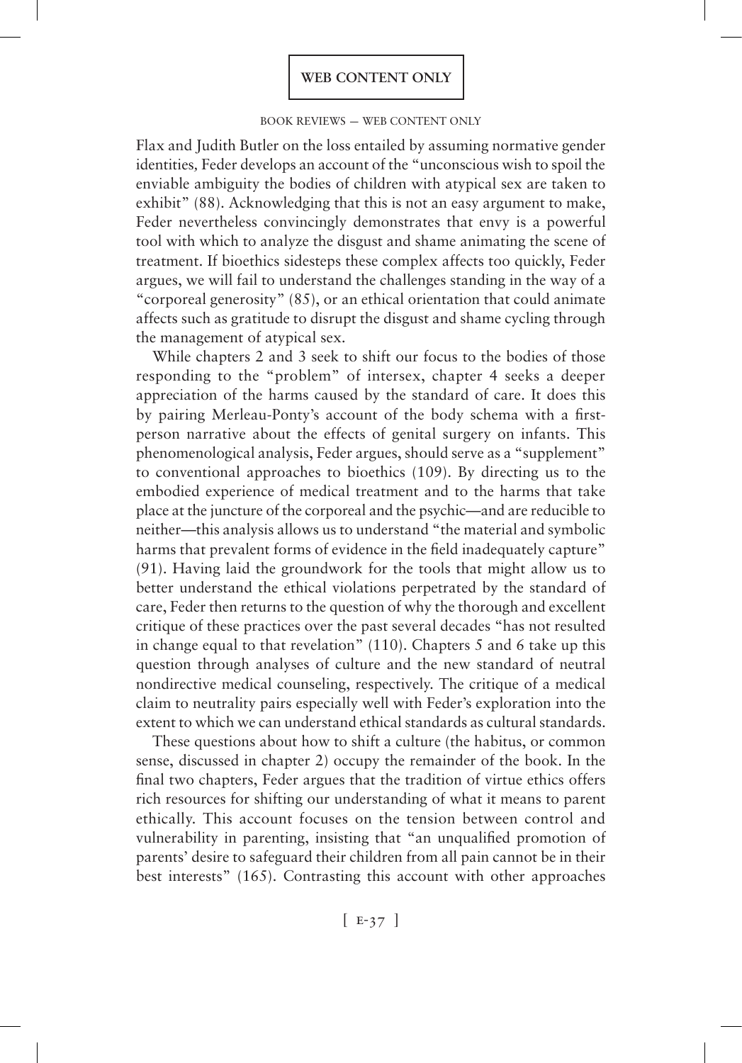Flax and Judith Butler on the loss entailed by assuming normative gender identities, Feder develops an account of the "unconscious wish to spoil the enviable ambiguity the bodies of children with atypical sex are taken to exhibit" (88). Acknowledging that this is not an easy argument to make, Feder nevertheless convincingly demonstrates that envy is a powerful tool with which to analyze the disgust and shame animating the scene of treatment. If bioethics sidesteps these complex affects too quickly, Feder argues, we will fail to understand the challenges standing in the way of a "corporeal generosity" (85), or an ethical orientation that could animate affects such as gratitude to disrupt the disgust and shame cycling through the management of atypical sex.

While chapters 2 and 3 seek to shift our focus to the bodies of those responding to the "problem" of intersex, chapter 4 seeks a deeper appreciation of the harms caused by the standard of care. It does this by pairing Merleau-Ponty's account of the body schema with a first-person narrative about the effects of genital surgery on infants. This phenomenological analysis, Feder argues, should serve as a "supplement" to conventional approaches to bioethics (109). By directing us to the embodied experience of medical treatment and to the harms that take place at the juncture of the corporeal and the psychic—and are reducible to neither—this analysis allows us to understand "the material and symbolic harms that prevalent forms of evidence in the field inadequately capture" (91). Having laid the groundwork for the tools that might allow us to better understand the ethical violations perpetrated by the standard of care, Feder then returns to the question of why the thorough and excellent critique of these practices over the past several decades "has not resulted in change equal to that revelation" (110). Chapters 5 and 6 take up this question through analyses of culture and the new standard of neutral nondirective medical counseling, respectively. The critique of a medical claim to neutrality pairs especially well with Feder's exploration into the extent to which we can understand ethical standards as cultural standards.

These questions about how to shift a culture (the habitus, or common sense, discussed in chapter 2) occupy the remainder of the book. In the final two chapters, Feder argues that the tradition of virtue ethics offers rich resources for shifting our understanding of what it means to parent ethically. This account focuses on the tension between control and vulnerability in parenting, insisting that "an unqualified promotion of parents' desire to safeguard their children from all pain cannot be in their best interests" (165). Contrasting this account with other approaches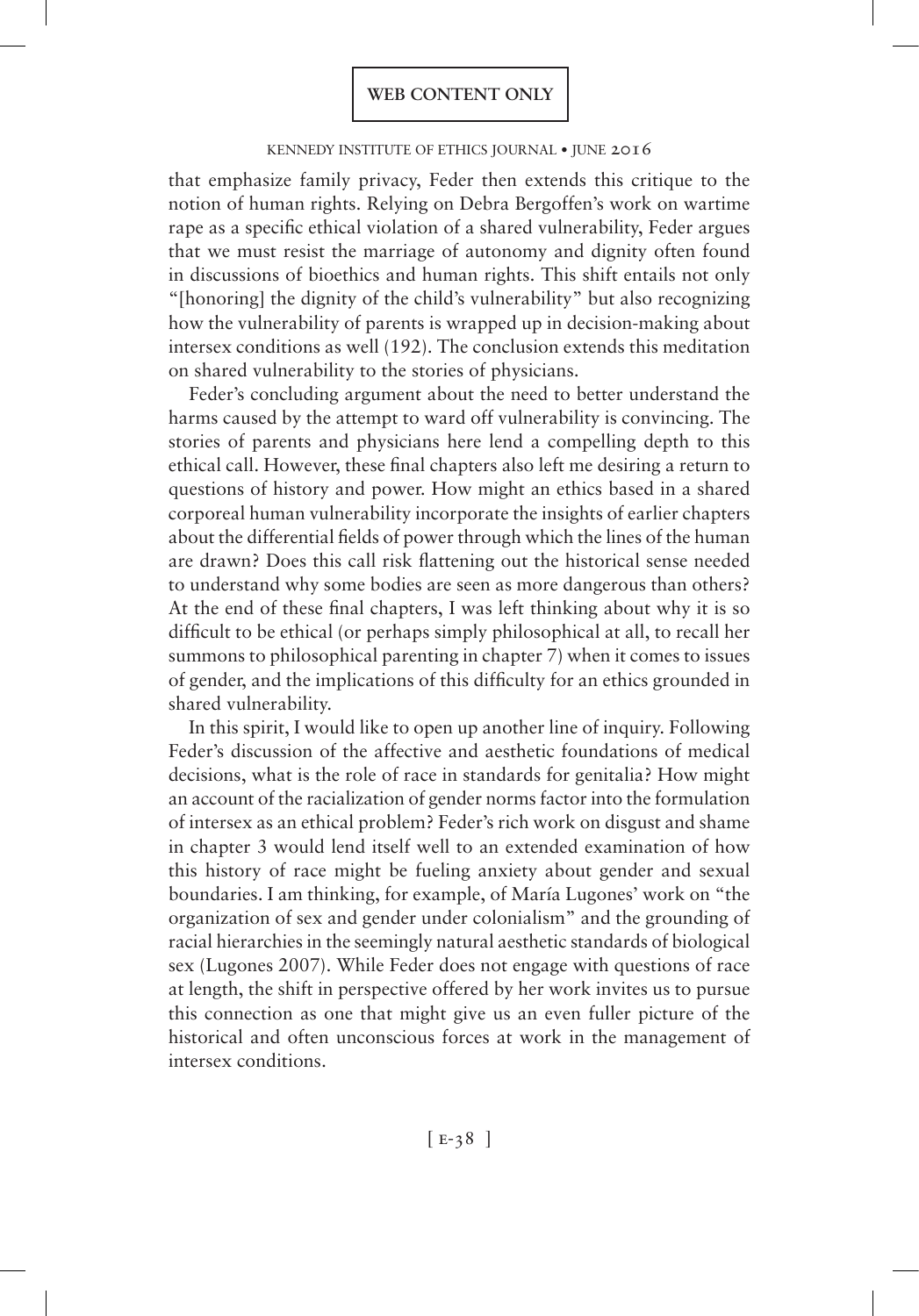that emphasize family privacy, Feder then extends this critique to the notion of human rights. Relying on Debra Bergoffen's work on wartime rape as a specific ethical violation of a shared vulnerability, Feder argues that we must resist the marriage of autonomy and dignity often found in discussions of bioethics and human rights. This shift entails not only "[honoring] the dignity of the child's vulnerability" but also recognizing how the vulnerability of parents is wrapped up in decision-making about intersex conditions as well (192). The conclusion extends this meditation on shared vulnerability to the stories of physicians.

Feder's concluding argument about the need to better understand the harms caused by the attempt to ward off vulnerability is convincing. The stories of parents and physicians here lend a compelling depth to this ethical call. However, these final chapters also left me desiring a return to questions of history and power. How might an ethics based in a shared corporeal human vulnerability incorporate the insights of earlier chapters about the differential fields of power through which the lines of the human are drawn? Does this call risk flattening out the historical sense needed to understand why some bodies are seen as more dangerous than others? At the end of these final chapters, I was left thinking about why it is so difficult to be ethical (or perhaps simply philosophical at all, to recall her summons to philosophical parenting in chapter 7) when it comes to issues of gender, and the implications of this difficulty for an ethics grounded in shared vulnerability.

In this spirit, I would like to open up another line of inquiry. Following Feder's discussion of the affective and aesthetic foundations of medical decisions, what is the role of race in standards for genitalia? How might an account of the racialization of gender norms factor into the formulation of intersex as an ethical problem? Feder's rich work on disgust and shame in chapter 3 would lend itself well to an extended examination of how this history of race might be fueling anxiety about gender and sexual boundaries. I am thinking, for example, of María Lugones' work on "the organization of sex and gender under colonialism" and the grounding of racial hierarchies in the seemingly natural aesthetic standards of biological sex (Lugones 2007). While Feder does not engage with questions of race at length, the shift in perspective offered by her work invites us to pursue this connection as one that might give us an even fuller picture of the historical and often unconscious forces at work in the management of intersex conditions.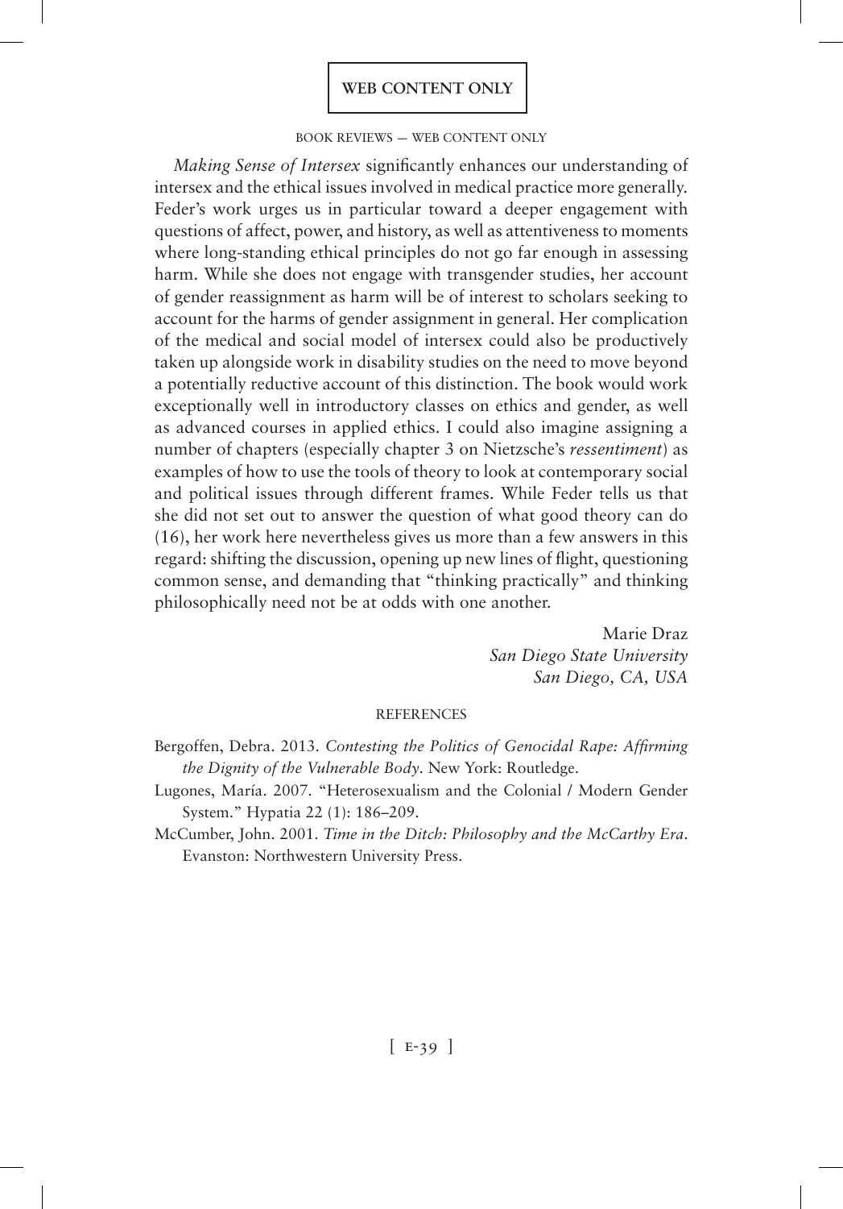*Making Sense of Intersex* significantly enhances our understanding of intersex and the ethical issues involved in medical practice more generally. Feder's work urges us in particular toward a deeper engagement with questions of affect, power, and history, as well as attentiveness to moments where long-standing ethical principles do not go far enough in assessing harm. While she does not engage with transgender studies, her account of gender reassignment as harm will be of interest to scholars seeking to account for the harms of gender assignment in general. Her complication of the medical and social model of intersex could also be productively taken up alongside work in disability studies on the need to move beyond a potentially reductive account of this distinction. The book would work exceptionally well in introductory classes on ethics and gender, as well as advanced courses in applied ethics. I could also imagine assigning a number of chapters (especially chapter 3 on Nietzsche's *ressentiment*) as examples of how to use the tools of theory to look at contemporary social and political issues through different frames. While Feder tells us that she did not set out to answer the question of what good theory can do (16), her work here nevertheless gives us more than a few answers in this regard: shifting the discussion, opening up new lines of flight, questioning common sense, and demanding that "thinking practically" and thinking philosophically need not be at odds with one another.

Marie Draz
*San Diego State University*
*San Diego, CA, USA*

## REFERENCES

Bergoffen, Debra. 2013. *Contesting the Politics of Genocidal Rape: Affirming the Dignity of the Vulnerable Body*. New York: Routledge.

Lugones, María. 2007. "Heterosexualism and the Colonial / Modern Gender System." Hypatia 22 (1): 186–209.

McCumber, John. 2001. *Time in the Ditch: Philosophy and the McCarthy Era*. Evanston: Northwestern University Press.